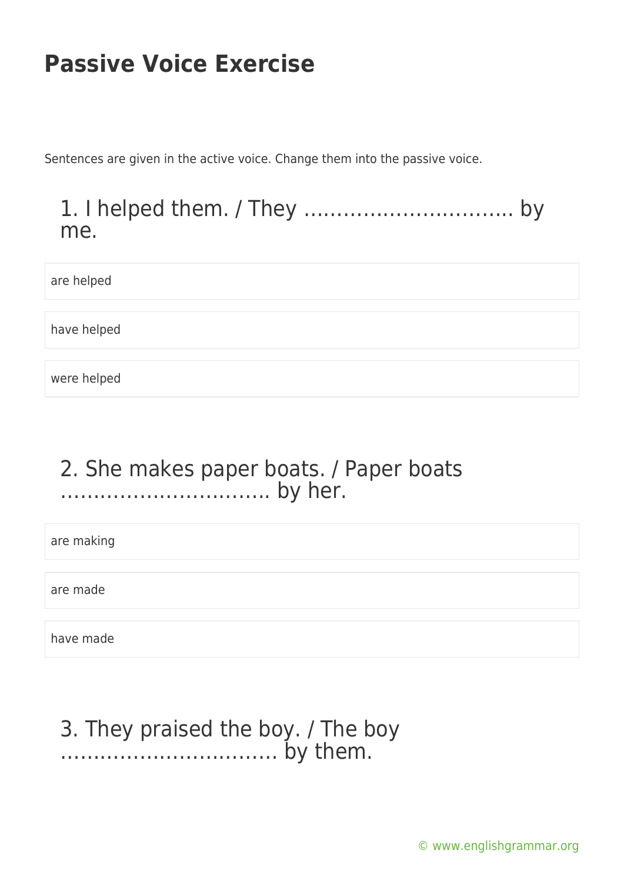# Passive Voice Exercise

Sentences are given in the active voice. Change them into the passive voice.

## 1. I helped them. / They ………………………….. by me.

- are helped
- have helped
- were helped

## 2. She makes paper boats. / Paper boats ………………………….. by her.

- are making
- are made
- have made

## 3. They praised the boy. / The boy ………………………….. by them.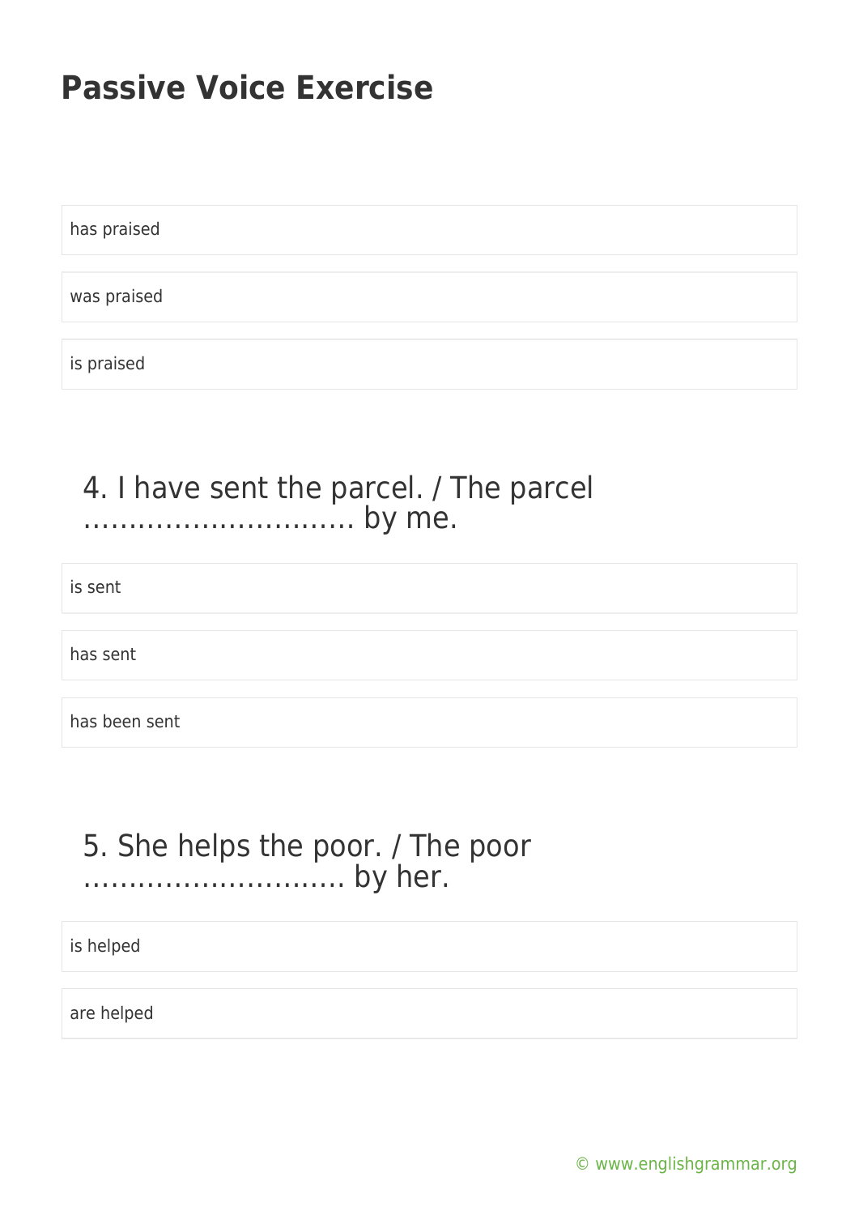# Passive Voice Exercise

has praised

was praised

is praised

4. I have sent the parcel. / The parcel ………………………… by me.

is sent

has sent

has been sent

5. She helps the poor. / The poor ……………………….. by her.

is helped

are helped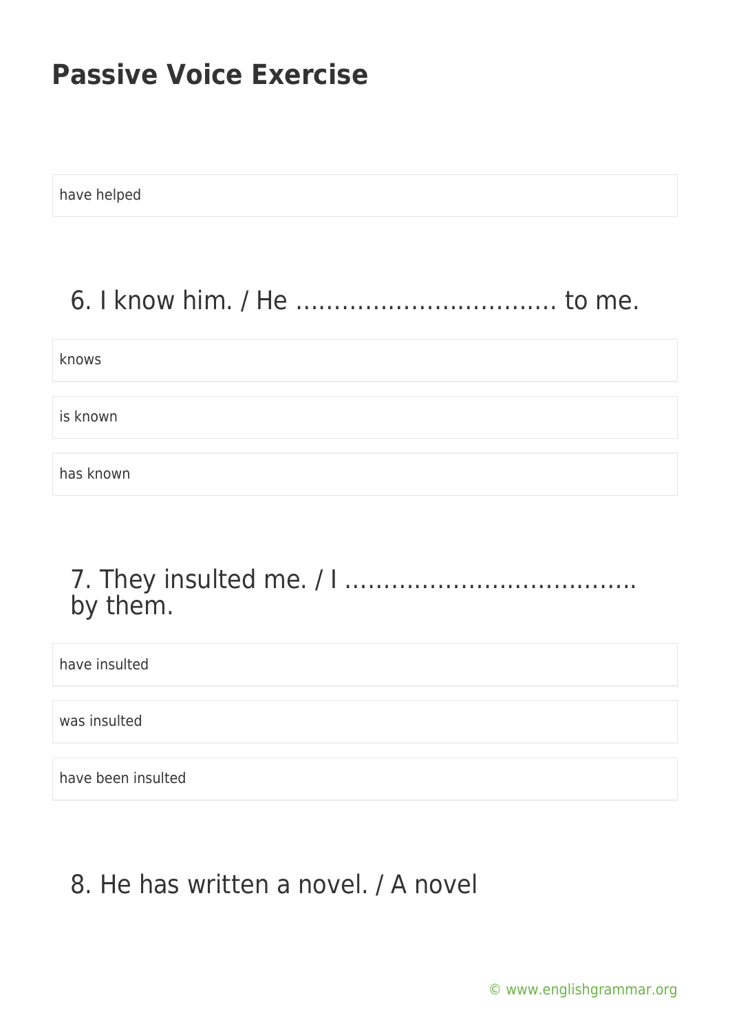# Passive Voice Exercise

have helped

## 6. I know him. / He …………………………… to me.

knows

is known

has known

## 7. They insulted me. / I ………………………………. by them.

have insulted

was insulted

have been insulted

## 8. He has written a novel. / A novel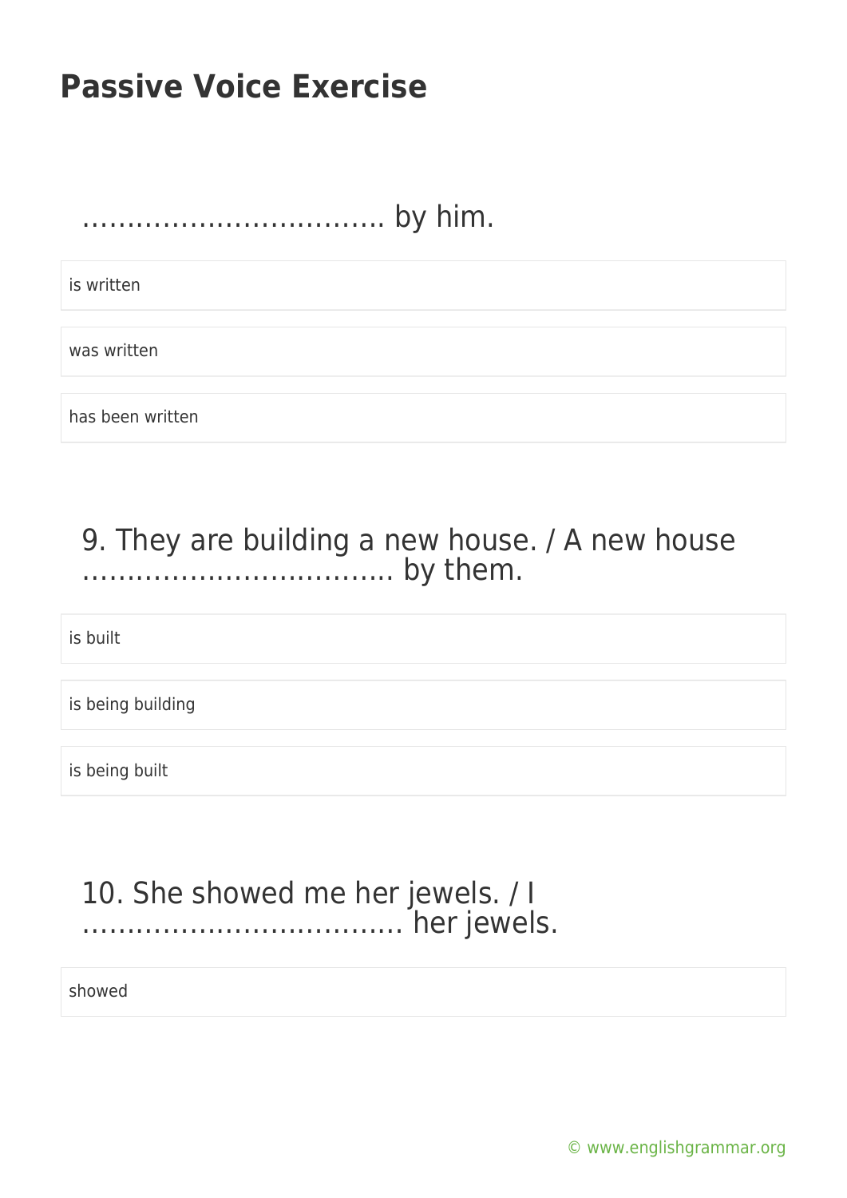# Passive Voice Exercise

…………………………… by him.

is written

was written

has been written

9. They are building a new house. / A new house ……………………………. by them.

is built

is being building

is being built

10. She showed me her jewels. / I ………………………………. her jewels.

showed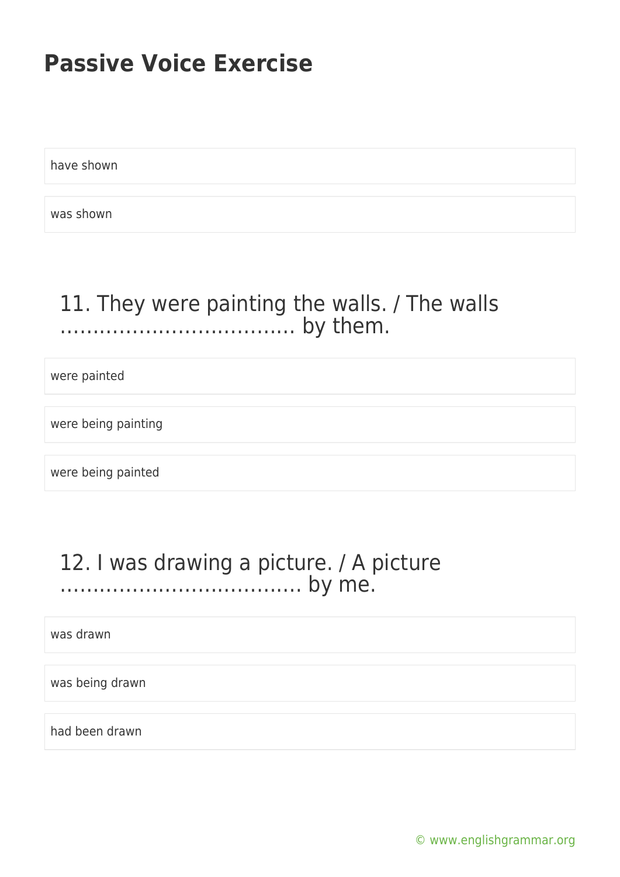have shown

was shown

### 11. They were painting the walls. / The walls ……………………………… by them.

were painted

were being painting

were being painted

### 12. I was drawing a picture. / A picture ……………………………… by me.

was drawn

was being drawn

had been drawn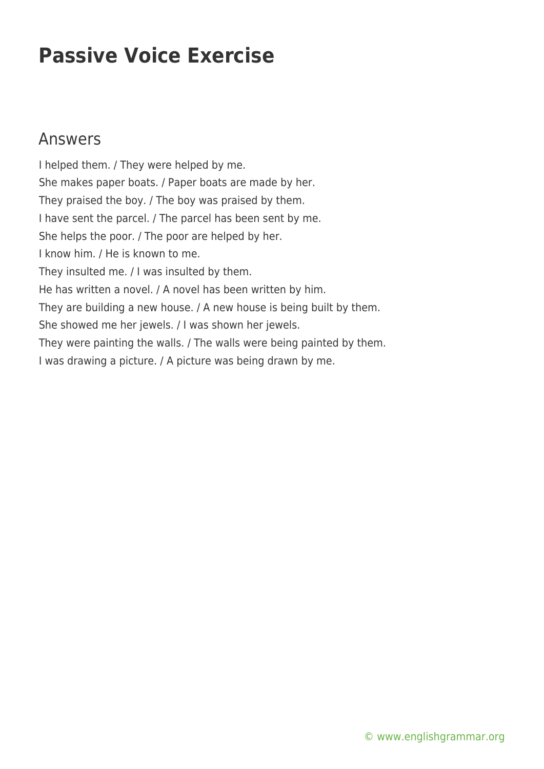# Passive Voice Exercise

## Answers

I helped them. / They were helped by me.
She makes paper boats. / Paper boats are made by her.
They praised the boy. / The boy was praised by them.
I have sent the parcel. / The parcel has been sent by me.
She helps the poor. / The poor are helped by her.
I know him. / He is known to me.
They insulted me. / I was insulted by them.
He has written a novel. / A novel has been written by him.
They are building a new house. / A new house is being built by them.
She showed me her jewels. / I was shown her jewels.
They were painting the walls. / The walls were being painted by them.
I was drawing a picture. / A picture was being drawn by me.